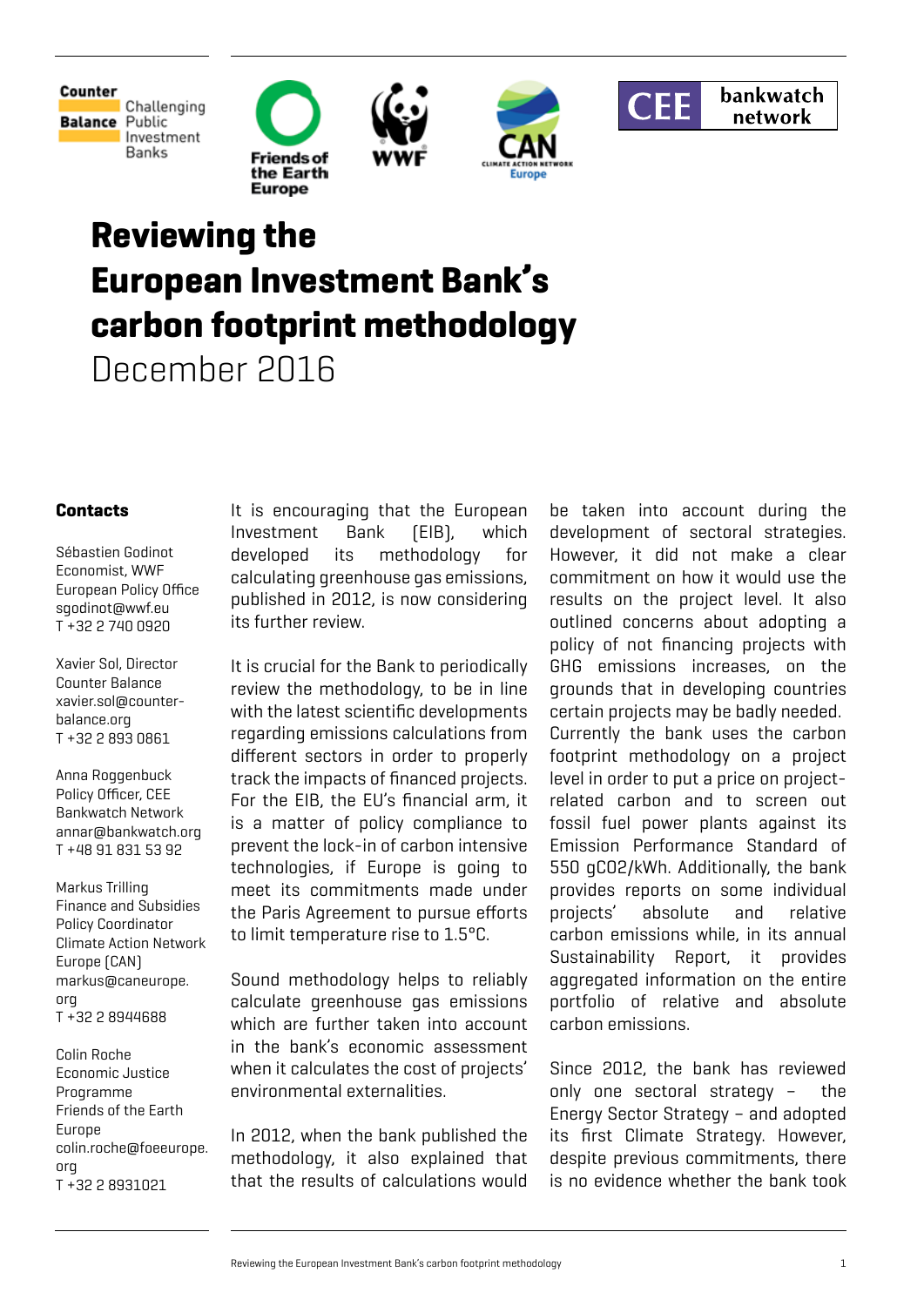Counter Balance — Challenging Public Investment Banks

Friends of the Earth Europe

WWF

CAN Climate Action Network Europe

CEE bankwatch network

# Reviewing the European Investment Bank's carbon footprint methodology

December 2016

**Contacts**

Sébastien Godinot
Economist, WWF
European Policy Office
sgodinot@wwf.eu
T +32 2 740 0920

Xavier Sol, Director
Counter Balance
xavier.sol@counter-balance.org
T +32 2 893 0861

Anna Roggenbuck
Policy Officer, CEE
Bankwatch Network
annar@bankwatch.org
T +48 91 831 53 92

Markus Trilling
Finance and Subsidies
Policy Coordinator
Climate Action Network
Europe (CAN)
markus@caneurope.org
T +32 2 8944688

Colin Roche
Economic Justice
Programme
Friends of the Earth
Europe
colin.roche@foeeurope.org
T +32 2 8931021

It is encouraging that the European Investment Bank (EIB), which developed its methodology for calculating greenhouse gas emissions, published in 2012, is now considering its further review.

It is crucial for the Bank to periodically review the methodology, to be in line with the latest scientific developments regarding emissions calculations from different sectors in order to properly track the impacts of financed projects. For the EIB, the EU's financial arm, it is a matter of policy compliance to prevent the lock-in of carbon intensive technologies, if Europe is going to meet its commitments made under the Paris Agreement to pursue efforts to limit temperature rise to 1.5°C.

Sound methodology helps to reliably calculate greenhouse gas emissions which are further taken into account in the bank's economic assessment when it calculates the cost of projects' environmental externalities.

In 2012, when the bank published the methodology, it also explained that that the results of calculations would be taken into account during the development of sectoral strategies. However, it did not make a clear commitment on how it would use the results on the project level. It also outlined concerns about adopting a policy of not financing projects with GHG emissions increases, on the grounds that in developing countries certain projects may be badly needed. Currently the bank uses the carbon footprint methodology on a project level in order to put a price on project-related carbon and to screen out fossil fuel power plants against its Emission Performance Standard of 550 g$CO_2$/kWh. Additionally, the bank provides reports on some individual projects' absolute and relative carbon emissions while, in its annual Sustainability Report, it provides aggregated information on the entire portfolio of relative and absolute carbon emissions.

Since 2012, the bank has reviewed only one sectoral strategy – the Energy Sector Strategy – and adopted its first Climate Strategy. However, despite previous commitments, there is no evidence whether the bank took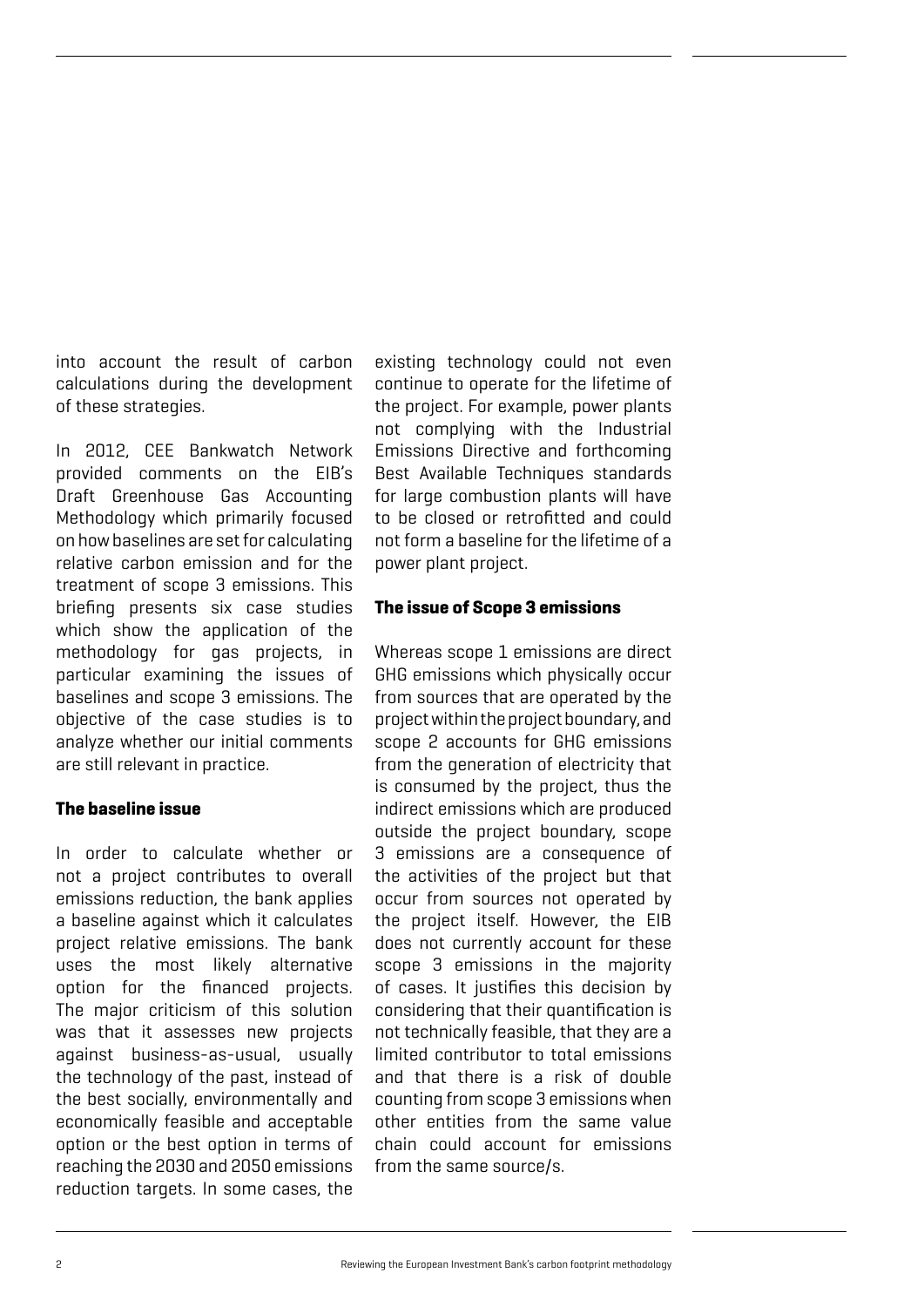into account the result of carbon calculations during the development of these strategies.

In 2012, CEE Bankwatch Network provided comments on the EIB's Draft Greenhouse Gas Accounting Methodology which primarily focused on how baselines are set for calculating relative carbon emission and for the treatment of scope 3 emissions. This briefing presents six case studies which show the application of the methodology for gas projects, in particular examining the issues of baselines and scope 3 emissions. The objective of the case studies is to analyze whether our initial comments are still relevant in practice.

### The baseline issue

In order to calculate whether or not a project contributes to overall emissions reduction, the bank applies a baseline against which it calculates project relative emissions. The bank uses the most likely alternative option for the financed projects. The major criticism of this solution was that it assesses new projects against business-as-usual, usually the technology of the past, instead of the best socially, environmentally and economically feasible and acceptable option or the best option in terms of reaching the 2030 and 2050 emissions reduction targets. In some cases, the existing technology could not even continue to operate for the lifetime of the project. For example, power plants not complying with the Industrial Emissions Directive and forthcoming Best Available Techniques standards for large combustion plants will have to be closed or retrofitted and could not form a baseline for the lifetime of a power plant project.

### The issue of Scope 3 emissions

Whereas scope 1 emissions are direct GHG emissions which physically occur from sources that are operated by the project within the project boundary, and scope 2 accounts for GHG emissions from the generation of electricity that is consumed by the project, thus the indirect emissions which are produced outside the project boundary, scope 3 emissions are a consequence of the activities of the project but that occur from sources not operated by the project itself. However, the EIB does not currently account for these scope 3 emissions in the majority of cases. It justifies this decision by considering that their quantification is not technically feasible, that they are a limited contributor to total emissions and that there is a risk of double counting from scope 3 emissions when other entities from the same value chain could account for emissions from the same source/s.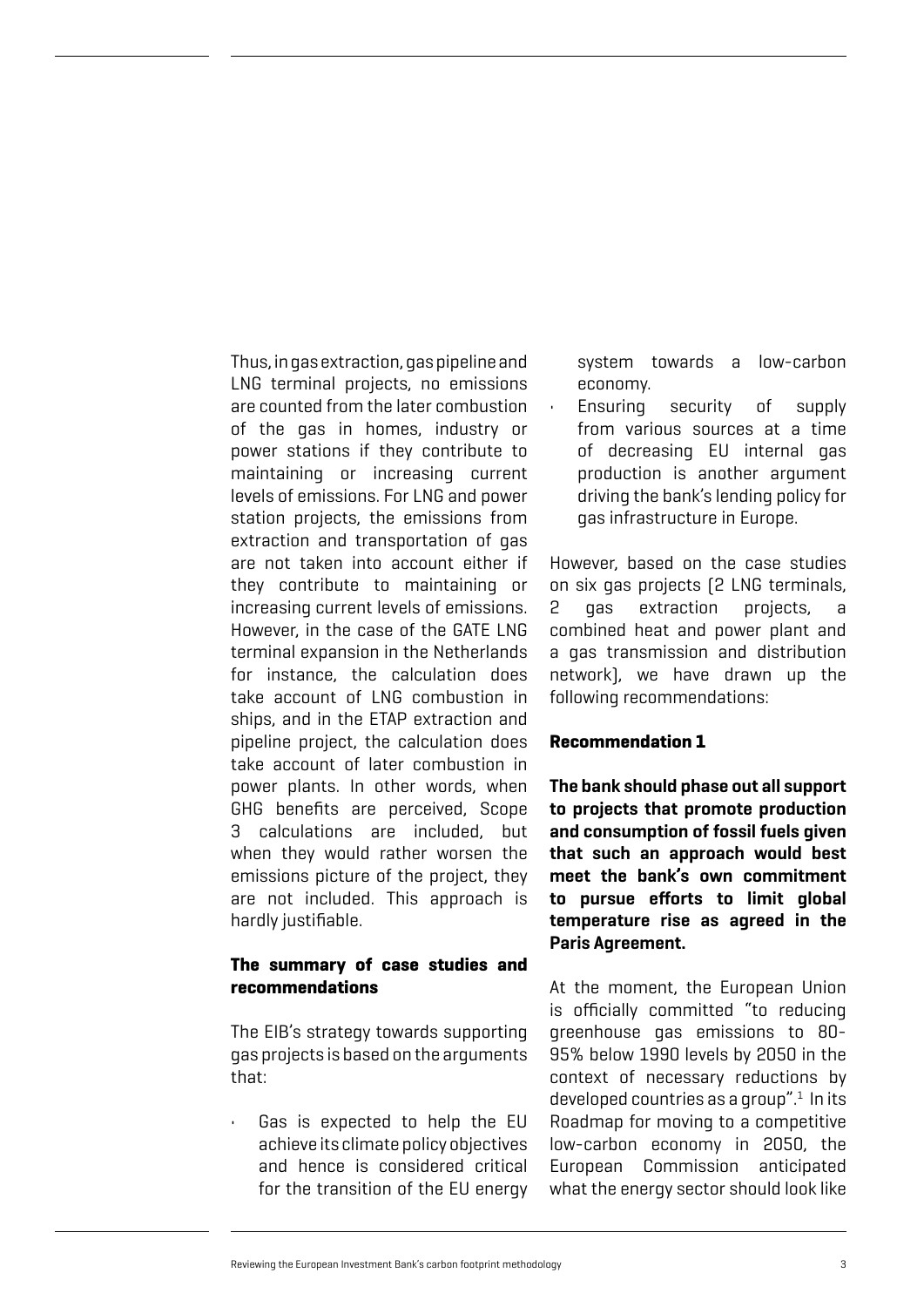Thus, in gas extraction, gas pipeline and LNG terminal projects, no emissions are counted from the later combustion of the gas in homes, industry or power stations if they contribute to maintaining or increasing current levels of emissions. For LNG and power station projects, the emissions from extraction and transportation of gas are not taken into account either if they contribute to maintaining or increasing current levels of emissions. However, in the case of the GATE LNG terminal expansion in the Netherlands for instance, the calculation does take account of LNG combustion in ships, and in the ETAP extraction and pipeline project, the calculation does take account of later combustion in power plants. In other words, when GHG benefits are perceived, Scope 3 calculations are included, but when they would rather worsen the emissions picture of the project, they are not included. This approach is hardly justifiable.

## The summary of case studies and recommendations

The EIB's strategy towards supporting gas projects is based on the arguments that:

- Gas is expected to help the EU achieve its climate policy objectives and hence is considered critical for the transition of the EU energy system towards a low-carbon economy.
- Ensuring security of supply from various sources at a time of decreasing EU internal gas production is another argument driving the bank's lending policy for gas infrastructure in Europe.

However, based on the case studies on six gas projects (2 LNG terminals, 2 gas extraction projects, a combined heat and power plant and a gas transmission and distribution network), we have drawn up the following recommendations:

### Recommendation 1

**The bank should phase out all support to projects that promote production and consumption of fossil fuels given that such an approach would best meet the bank's own commitment to pursue efforts to limit global temperature rise as agreed in the Paris Agreement.**

At the moment, the European Union is officially committed "to reducing greenhouse gas emissions to 80-95% below 1990 levels by 2050 in the context of necessary reductions by developed countries as a group".[1] In its Roadmap for moving to a competitive low-carbon economy in 2050, the European Commission anticipated what the energy sector should look like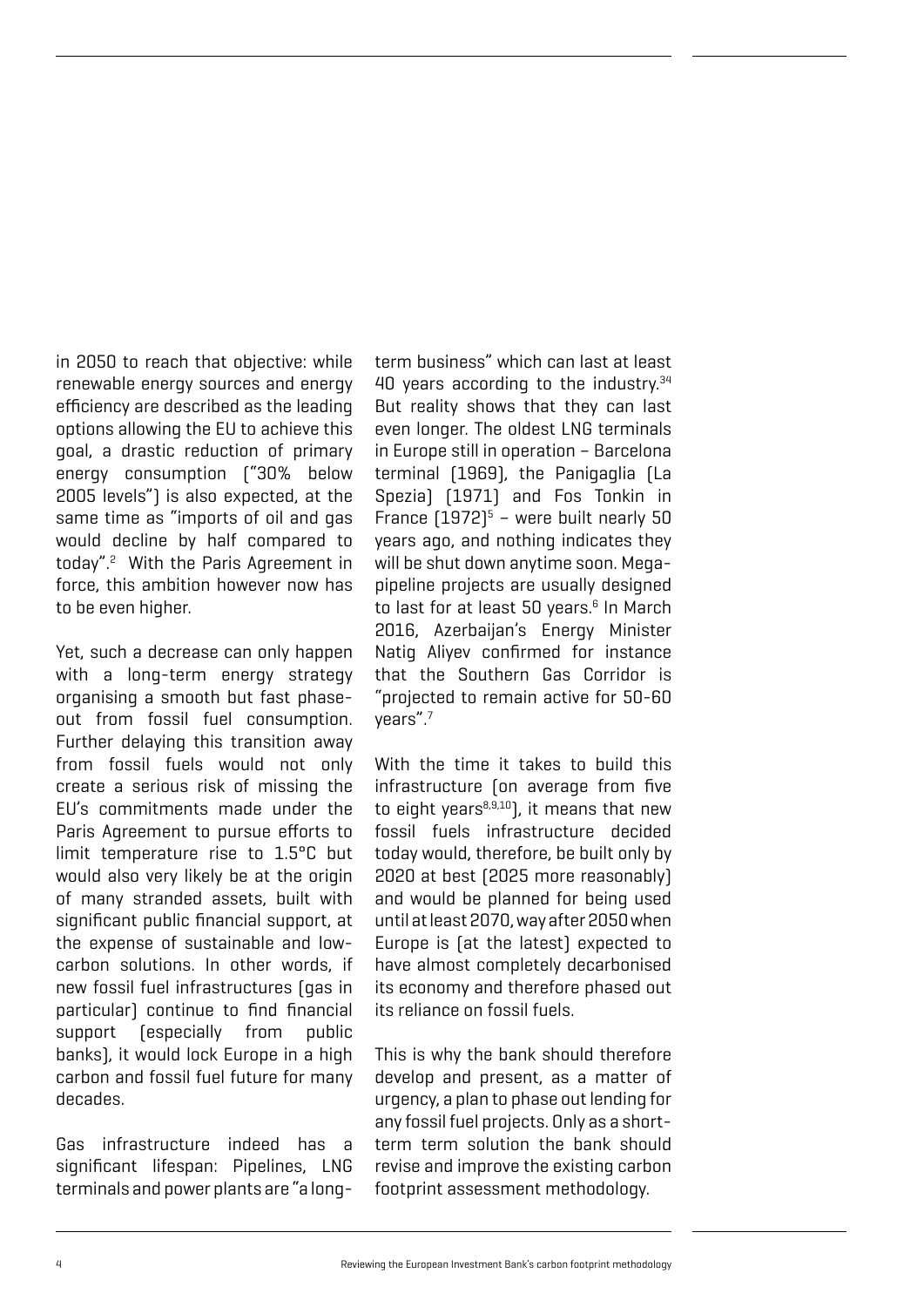in 2050 to reach that objective: while renewable energy sources and energy efficiency are described as the leading options allowing the EU to achieve this goal, a drastic reduction of primary energy consumption ("30% below 2005 levels") is also expected, at the same time as "imports of oil and gas would decline by half compared to today".[2] With the Paris Agreement in force, this ambition however now has to be even higher.

Yet, such a decrease can only happen with a long-term energy strategy organising a smooth but fast phase-out from fossil fuel consumption. Further delaying this transition away from fossil fuels would not only create a serious risk of missing the EU's commitments made under the Paris Agreement to pursue efforts to limit temperature rise to 1.5°C but would also very likely be at the origin of many stranded assets, built with significant public financial support, at the expense of sustainable and low-carbon solutions. In other words, if new fossil fuel infrastructures (gas in particular) continue to find financial support (especially from public banks), it would lock Europe in a high carbon and fossil fuel future for many decades.

Gas infrastructure indeed has a significant lifespan: Pipelines, LNG terminals and power plants are "a long-term business" which can last at least 40 years according to the industry.[34] But reality shows that they can last even longer. The oldest LNG terminals in Europe still in operation – Barcelona terminal (1969), the Panigaglia (La Spezia) (1971) and Fos Tonkin in France (1972)[5] – were built nearly 50 years ago, and nothing indicates they will be shut down anytime soon. Mega-pipeline projects are usually designed to last for at least 50 years.[6] In March 2016, Azerbaijan's Energy Minister Natig Aliyev confirmed for instance that the Southern Gas Corridor is "projected to remain active for 50-60 years".[7]

With the time it takes to build this infrastructure (on average from five to eight years[8,9,10]), it means that new fossil fuels infrastructure decided today would, therefore, be built only by 2020 at best (2025 more reasonably) and would be planned for being used until at least 2070, way after 2050 when Europe is (at the latest) expected to have almost completely decarbonised its economy and therefore phased out its reliance on fossil fuels.

This is why the bank should therefore develop and present, as a matter of urgency, a plan to phase out lending for any fossil fuel projects. Only as a short-term term solution the bank should revise and improve the existing carbon footprint assessment methodology.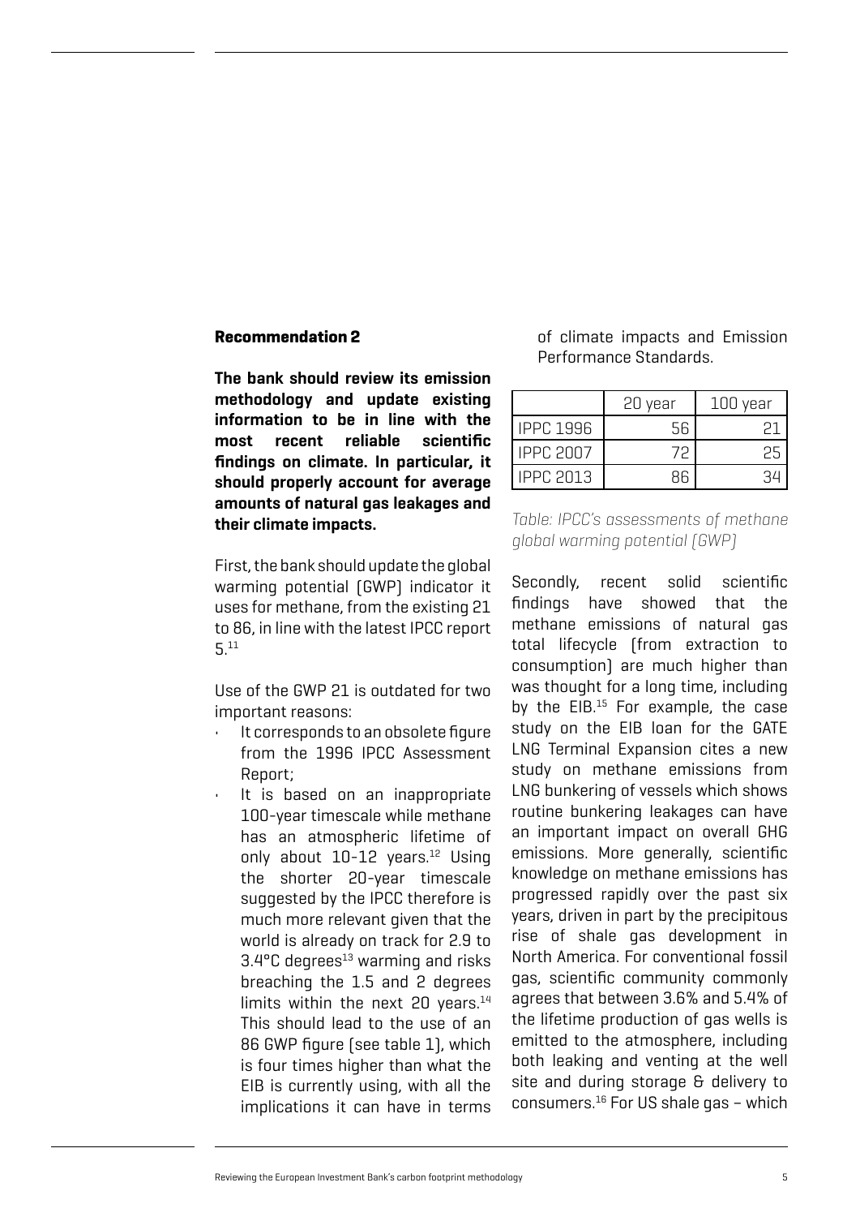**Recommendation 2**

**The bank should review its emission methodology and update existing information to be in line with the most recent reliable scientific findings on climate. In particular, it should properly account for average amounts of natural gas leakages and their climate impacts.**

First, the bank should update the global warming potential (GWP) indicator it uses for methane, from the existing 21 to 86, in line with the latest IPCC report 5.[11]

Use of the GWP 21 is outdated for two important reasons:

- It corresponds to an obsolete figure from the 1996 IPCC Assessment Report;
- It is based on an inappropriate 100-year timescale while methane has an atmospheric lifetime of only about 10-12 years.[12] Using the shorter 20-year timescale suggested by the IPCC therefore is much more relevant given that the world is already on track for 2.9 to 3.4°C degrees[13] warming and risks breaching the 1.5 and 2 degrees limits within the next 20 years.[14] This should lead to the use of an 86 GWP figure (see table 1), which is four times higher than what the EIB is currently using, with all the implications it can have in terms of climate impacts and Emission Performance Standards.

| | 20 year | 100 year |
|---|---|---|
| IPPC 1996 | 56 | 21 |
| IPPC 2007 | 72 | 25 |
| IPPC 2013 | 86 | 34 |

*Table: IPCC's assessments of methane global warming potential (GWP)*

Secondly, recent solid scientific findings have showed that the methane emissions of natural gas total lifecycle (from extraction to consumption) are much higher than was thought for a long time, including by the EIB.[15] For example, the case study on the EIB loan for the GATE LNG Terminal Expansion cites a new study on methane emissions from LNG bunkering of vessels which shows routine bunkering leakages can have an important impact on overall GHG emissions. More generally, scientific knowledge on methane emissions has progressed rapidly over the past six years, driven in part by the precipitous rise of shale gas development in North America. For conventional fossil gas, scientific community commonly agrees that between 3.6% and 5.4% of the lifetime production of gas wells is emitted to the atmosphere, including both leaking and venting at the well site and during storage & delivery to consumers.[16] For US shale gas – which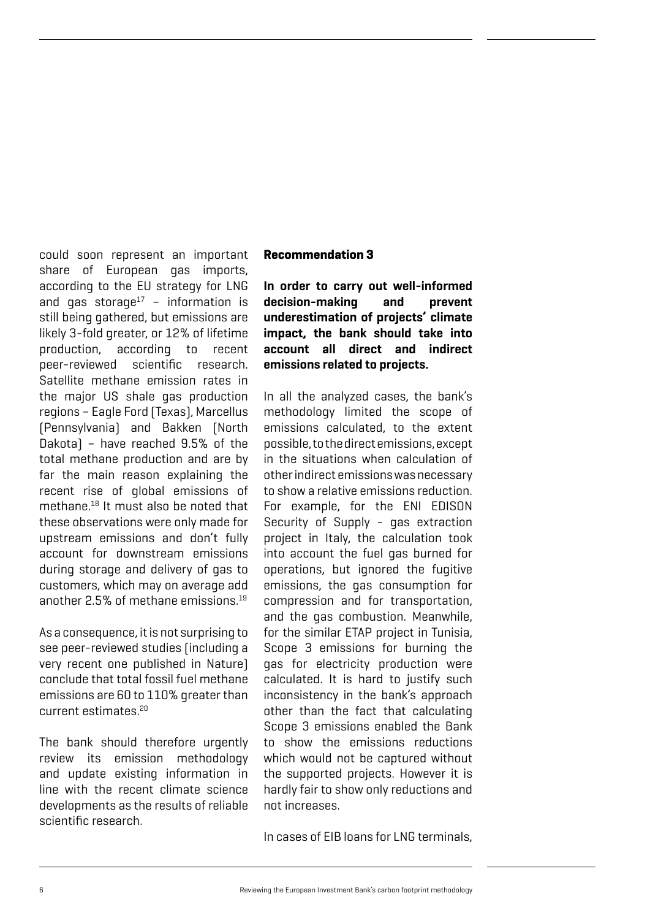could soon represent an important share of European gas imports, according to the EU strategy for LNG and gas storage[17] – information is still being gathered, but emissions are likely 3-fold greater, or 12% of lifetime production, according to recent peer-reviewed scientific research. Satellite methane emission rates in the major US shale gas production regions – Eagle Ford (Texas), Marcellus (Pennsylvania) and Bakken (North Dakota) – have reached 9.5% of the total methane production and are by far the main reason explaining the recent rise of global emissions of methane.[18] It must also be noted that these observations were only made for upstream emissions and don't fully account for downstream emissions during storage and delivery of gas to customers, which may on average add another 2.5% of methane emissions.[19]

As a consequence, it is not surprising to see peer-reviewed studies (including a very recent one published in Nature) conclude that total fossil fuel methane emissions are 60 to 110% greater than current estimates.[20]

The bank should therefore urgently review its emission methodology and update existing information in line with the recent climate science developments as the results of reliable scientific research.

**Recommendation 3**

**In order to carry out well-informed decision-making and prevent underestimation of projects' climate impact, the bank should take into account all direct and indirect emissions related to projects.**

In all the analyzed cases, the bank's methodology limited the scope of emissions calculated, to the extent possible, to the direct emissions, except in the situations when calculation of other indirect emissions was necessary to show a relative emissions reduction. For example, for the ENI EDISON Security of Supply - gas extraction project in Italy, the calculation took into account the fuel gas burned for operations, but ignored the fugitive emissions, the gas consumption for compression and for transportation, and the gas combustion. Meanwhile, for the similar ETAP project in Tunisia, Scope 3 emissions for burning the gas for electricity production were calculated. It is hard to justify such inconsistency in the bank's approach other than the fact that calculating Scope 3 emissions enabled the Bank to show the emissions reductions which would not be captured without the supported projects. However it is hardly fair to show only reductions and not increases.

In cases of EIB loans for LNG terminals,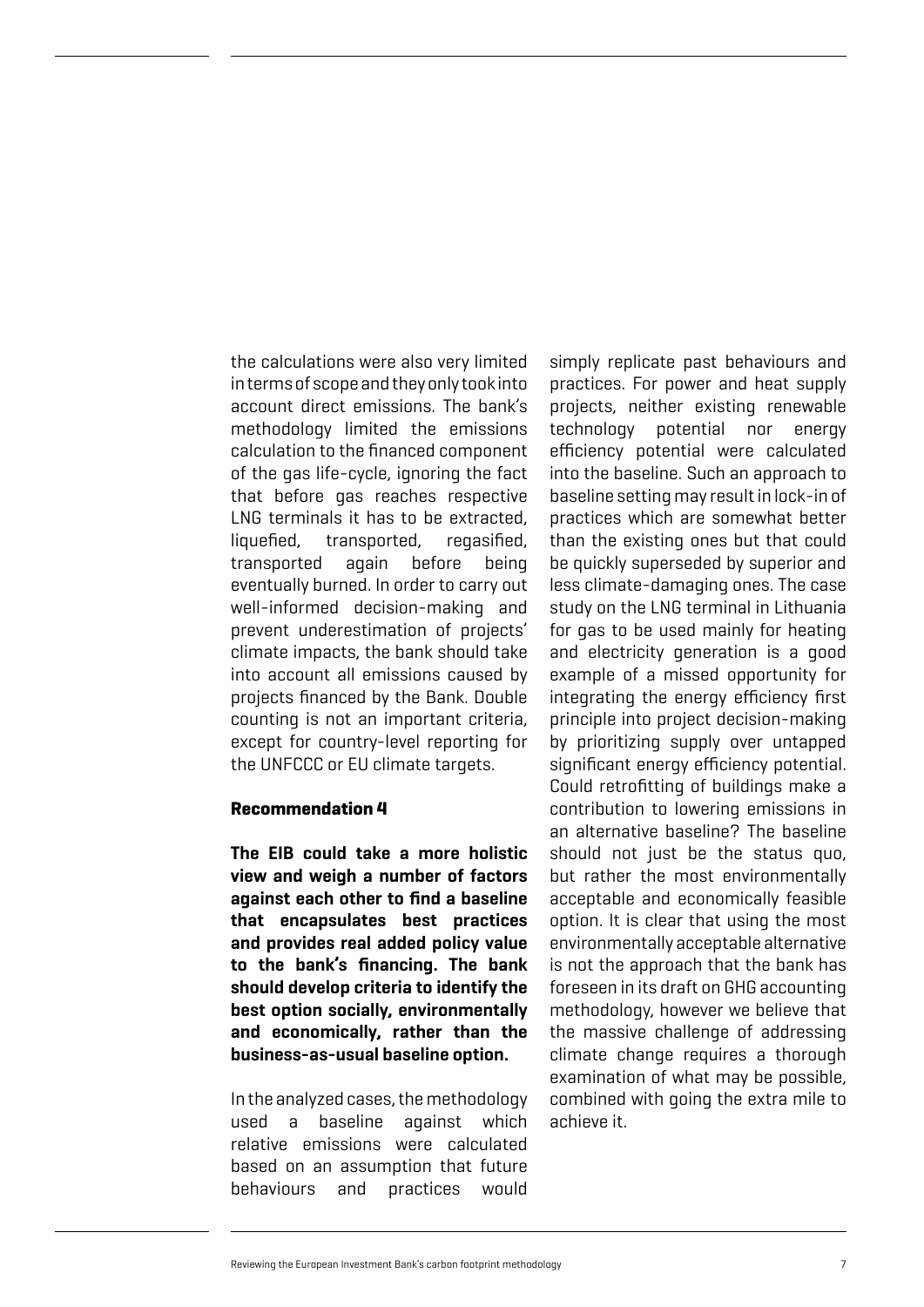the calculations were also very limited in terms of scope and they only took into account direct emissions. The bank's methodology limited the emissions calculation to the financed component of the gas life-cycle, ignoring the fact that before gas reaches respective LNG terminals it has to be extracted, liquefied, transported, regasified, transported again before being eventually burned. In order to carry out well-informed decision-making and prevent underestimation of projects' climate impacts, the bank should take into account all emissions caused by projects financed by the Bank. Double counting is not an important criteria, except for country-level reporting for the UNFCCC or EU climate targets.

#### Recommendation 4

**The EIB could take a more holistic view and weigh a number of factors against each other to find a baseline that encapsulates best practices and provides real added policy value to the bank's financing. The bank should develop criteria to identify the best option socially, environmentally and economically, rather than the business-as-usual baseline option.**

In the analyzed cases, the methodology used a baseline against which relative emissions were calculated based on an assumption that future behaviours and practices would simply replicate past behaviours and practices. For power and heat supply projects, neither existing renewable technology potential nor energy efficiency potential were calculated into the baseline. Such an approach to baseline setting may result in lock-in of practices which are somewhat better than the existing ones but that could be quickly superseded by superior and less climate-damaging ones. The case study on the LNG terminal in Lithuania for gas to be used mainly for heating and electricity generation is a good example of a missed opportunity for integrating the energy efficiency first principle into project decision-making by prioritizing supply over untapped significant energy efficiency potential. Could retrofitting of buildings make a contribution to lowering emissions in an alternative baseline? The baseline should not just be the status quo, but rather the most environmentally acceptable and economically feasible option. It is clear that using the most environmentally acceptable alternative is not the approach that the bank has foreseen in its draft on GHG accounting methodology, however we believe that the massive challenge of addressing climate change requires a thorough examination of what may be possible, combined with going the extra mile to achieve it.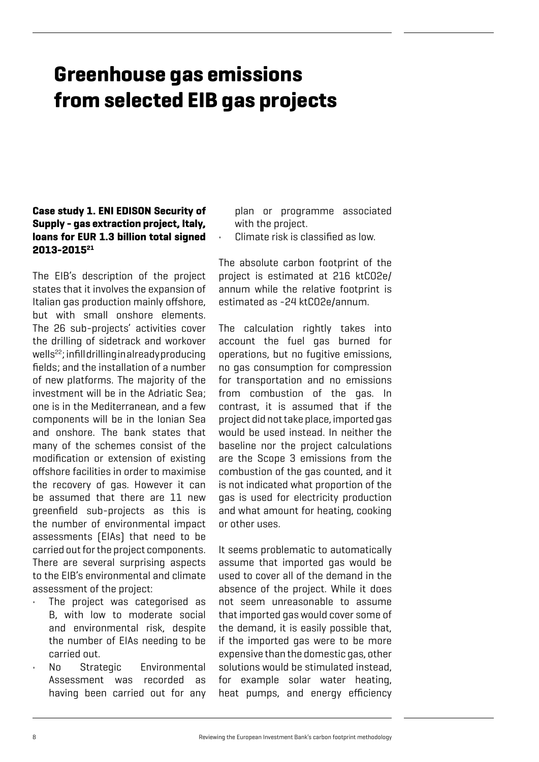# Greenhouse gas emissions from selected EIB gas projects

**Case study 1. ENI EDISON Security of Supply - gas extraction project, Italy, loans for EUR 1.3 billion total signed 2013-2015[21]**

The EIB's description of the project states that it involves the expansion of Italian gas production mainly offshore, but with small onshore elements. The 26 sub-projects' activities cover the drilling of sidetrack and workover wells[22]; infill drilling in already producing fields; and the installation of a number of new platforms. The majority of the investment will be in the Adriatic Sea; one is in the Mediterranean, and a few components will be in the Ionian Sea and onshore. The bank states that many of the schemes consist of the modification or extension of existing offshore facilities in order to maximise the recovery of gas. However it can be assumed that there are 11 new greenfield sub-projects as this is the number of environmental impact assessments (EIAs) that need to be carried out for the project components. There are several surprising aspects to the EIB's environmental and climate assessment of the project:

- The project was categorised as B, with low to moderate social and environmental risk, despite the number of EIAs needing to be carried out.
- No Strategic Environmental Assessment was recorded as having been carried out for any plan or programme associated with the project.
- Climate risk is classified as low.

The absolute carbon footprint of the project is estimated at 216 ktCO2e/annum while the relative footprint is estimated as -24 ktCO2e/annum.

The calculation rightly takes into account the fuel gas burned for operations, but no fugitive emissions, no gas consumption for compression for transportation and no emissions from combustion of the gas. In contrast, it is assumed that if the project did not take place, imported gas would be used instead. In neither the baseline nor the project calculations are the Scope 3 emissions from the combustion of the gas counted, and it is not indicated what proportion of the gas is used for electricity production and what amount for heating, cooking or other uses.

It seems problematic to automatically assume that imported gas would be used to cover all of the demand in the absence of the project. While it does not seem unreasonable to assume that imported gas would cover some of the demand, it is easily possible that, if the imported gas were to be more expensive than the domestic gas, other solutions would be stimulated instead, for example solar water heating, heat pumps, and energy efficiency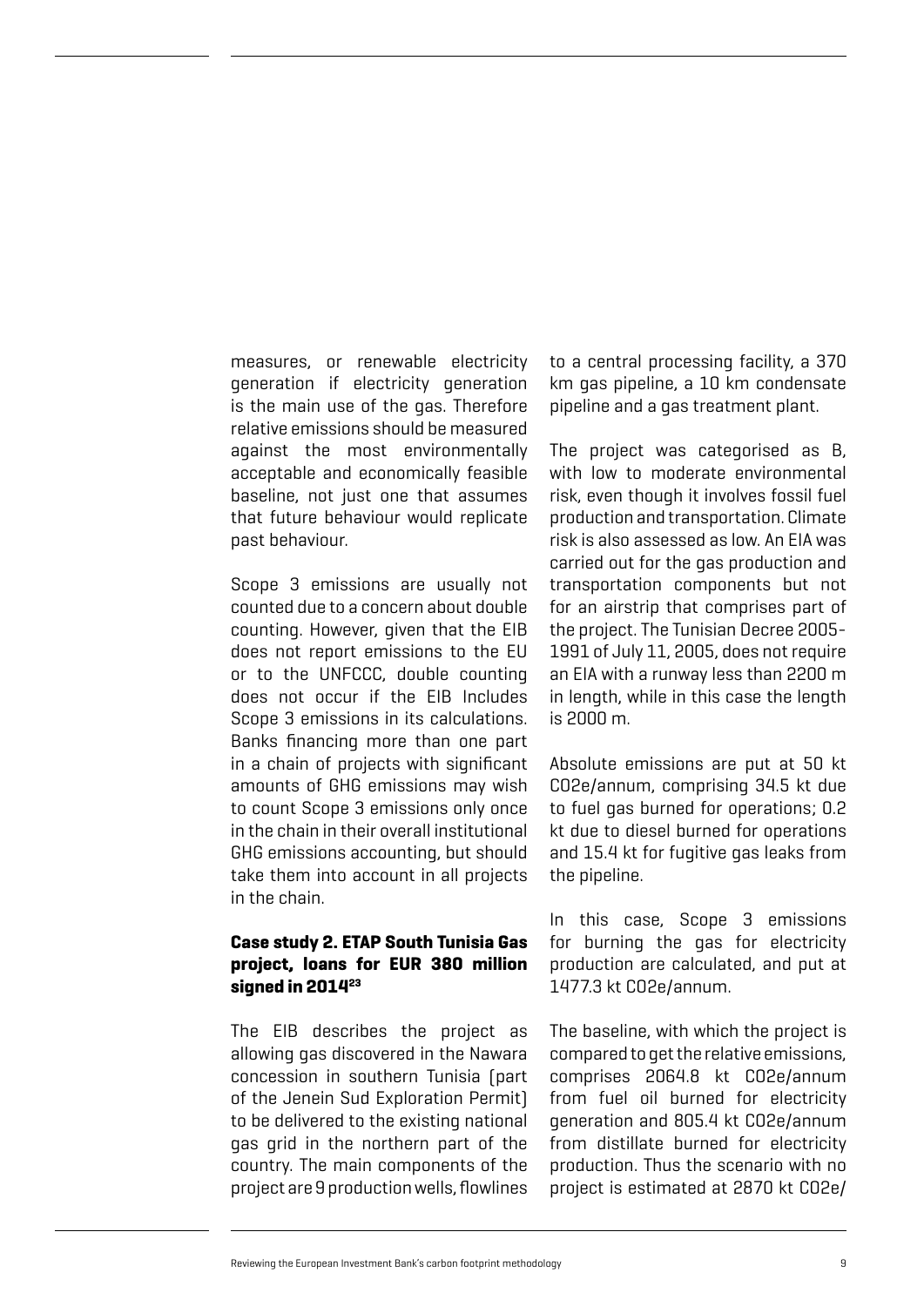measures, or renewable electricity generation if electricity generation is the main use of the gas. Therefore relative emissions should be measured against the most environmentally acceptable and economically feasible baseline, not just one that assumes that future behaviour would replicate past behaviour.

Scope 3 emissions are usually not counted due to a concern about double counting. However, given that the EIB does not report emissions to the EU or to the UNFCCC, double counting does not occur if the EIB Includes Scope 3 emissions in its calculations. Banks financing more than one part in a chain of projects with significant amounts of GHG emissions may wish to count Scope 3 emissions only once in the chain in their overall institutional GHG emissions accounting, but should take them into account in all projects in the chain.

### Case study 2. ETAP South Tunisia Gas project, loans for EUR 380 million signed in 2014[23]

The EIB describes the project as allowing gas discovered in the Nawara concession in southern Tunisia (part of the Jenein Sud Exploration Permit) to be delivered to the existing national gas grid in the northern part of the country. The main components of the project are 9 production wells, flowlines to a central processing facility, a 370 km gas pipeline, a 10 km condensate pipeline and a gas treatment plant.

The project was categorised as B, with low to moderate environmental risk, even though it involves fossil fuel production and transportation. Climate risk is also assessed as low. An EIA was carried out for the gas production and transportation components but not for an airstrip that comprises part of the project. The Tunisian Decree 2005-1991 of July 11, 2005, does not require an EIA with a runway less than 2200 m in length, while in this case the length is 2000 m.

Absolute emissions are put at 50 kt $CO_2e$/annum, comprising 34.5 kt due to fuel gas burned for operations; 0.2 kt due to diesel burned for operations and 15.4 kt for fugitive gas leaks from the pipeline.

In this case, Scope 3 emissions for burning the gas for electricity production are calculated, and put at 1477.3 kt $CO_2e$/annum.

The baseline, with which the project is compared to get the relative emissions, comprises 2064.8 kt $CO_2e$/annum from fuel oil burned for electricity generation and 805.4 kt $CO_2e$/annum from distillate burned for electricity production. Thus the scenario with no project is estimated at 2870 kt $CO_2e$/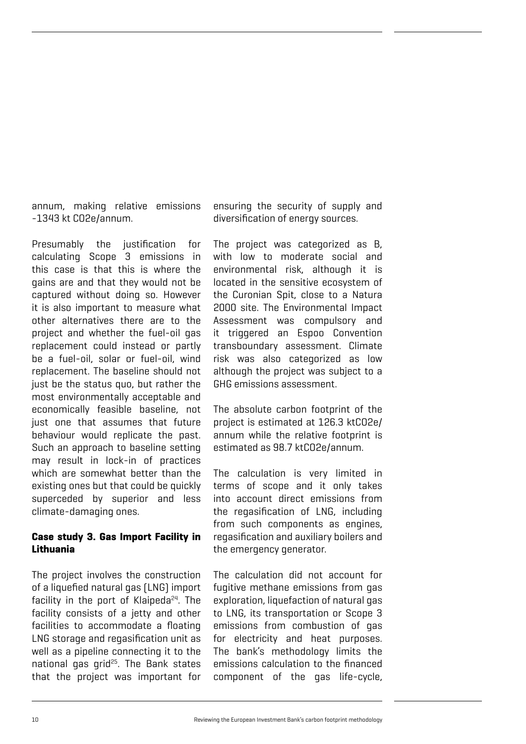annum, making relative emissions -1343 kt CO2e/annum.

Presumably the justification for calculating Scope 3 emissions in this case is that this is where the gains are and that they would not be captured without doing so. However it is also important to measure what other alternatives there are to the project and whether the fuel-oil gas replacement could instead or partly be a fuel-oil, solar or fuel-oil, wind replacement. The baseline should not just be the status quo, but rather the most environmentally acceptable and economically feasible baseline, not just one that assumes that future behaviour would replicate the past. Such an approach to baseline setting may result in lock-in of practices which are somewhat better than the existing ones but that could be quickly superceded by superior and less climate-damaging ones.

### Case study 3. Gas Import Facility in Lithuania

The project involves the construction of a liquefied natural gas (LNG) import facility in the port of Klaipeda[24]. The facility consists of a jetty and other facilities to accommodate a floating LNG storage and regasification unit as well as a pipeline connecting it to the national gas grid[25]. The Bank states that the project was important for ensuring the security of supply and diversification of energy sources.

The project was categorized as B, with low to moderate social and environmental risk, although it is located in the sensitive ecosystem of the Curonian Spit, close to a Natura 2000 site. The Environmental Impact Assessment was compulsory and it triggered an Espoo Convention transboundary assessment. Climate risk was also categorized as low although the project was subject to a GHG emissions assessment.

The absolute carbon footprint of the project is estimated at 126.3 ktCO2e/annum while the relative footprint is estimated as 98.7 ktCO2e/annum.

The calculation is very limited in terms of scope and it only takes into account direct emissions from the regasification of LNG, including from such components as engines, regasification and auxiliary boilers and the emergency generator.

The calculation did not account for fugitive methane emissions from gas exploration, liquefaction of natural gas to LNG, its transportation or Scope 3 emissions from combustion of gas for electricity and heat purposes. The bank's methodology limits the emissions calculation to the financed component of the gas life-cycle,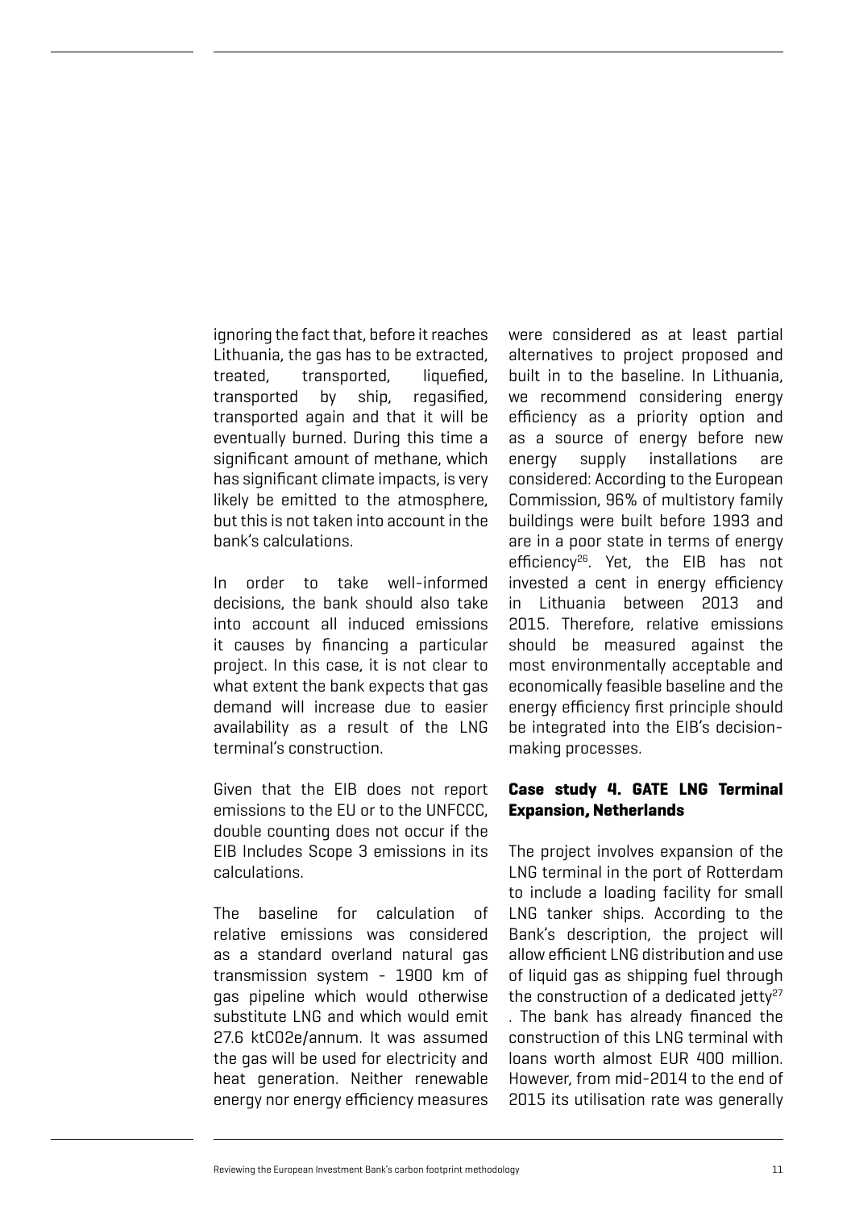ignoring the fact that, before it reaches Lithuania, the gas has to be extracted, treated, transported, liquefied, transported by ship, regasified, transported again and that it will be eventually burned. During this time a significant amount of methane, which has significant climate impacts, is very likely be emitted to the atmosphere, but this is not taken into account in the bank's calculations.

In order to take well-informed decisions, the bank should also take into account all induced emissions it causes by financing a particular project. In this case, it is not clear to what extent the bank expects that gas demand will increase due to easier availability as a result of the LNG terminal's construction.

Given that the EIB does not report emissions to the EU or to the UNFCCC, double counting does not occur if the EIB Includes Scope 3 emissions in its calculations.

The baseline for calculation of relative emissions was considered as a standard overland natural gas transmission system - 1900 km of gas pipeline which would otherwise substitute LNG and which would emit 27.6 ktCO2e/annum. It was assumed the gas will be used for electricity and heat generation. Neither renewable energy nor energy efficiency measures were considered as at least partial alternatives to project proposed and built in to the baseline. In Lithuania, we recommend considering energy efficiency as a priority option and as a source of energy before new energy supply installations are considered: According to the European Commission, 96% of multistory family buildings were built before 1993 and are in a poor state in terms of energy efficiency[26]. Yet, the EIB has not invested a cent in energy efficiency in Lithuania between 2013 and 2015. Therefore, relative emissions should be measured against the most environmentally acceptable and economically feasible baseline and the energy efficiency first principle should be integrated into the EIB's decision-making processes.

### Case study 4. GATE LNG Terminal Expansion, Netherlands

The project involves expansion of the LNG terminal in the port of Rotterdam to include a loading facility for small LNG tanker ships. According to the Bank's description, the project will allow efficient LNG distribution and use of liquid gas as shipping fuel through the construction of a dedicated jetty[27]. The bank has already financed the construction of this LNG terminal with loans worth almost EUR 400 million. However, from mid-2014 to the end of 2015 its utilisation rate was generally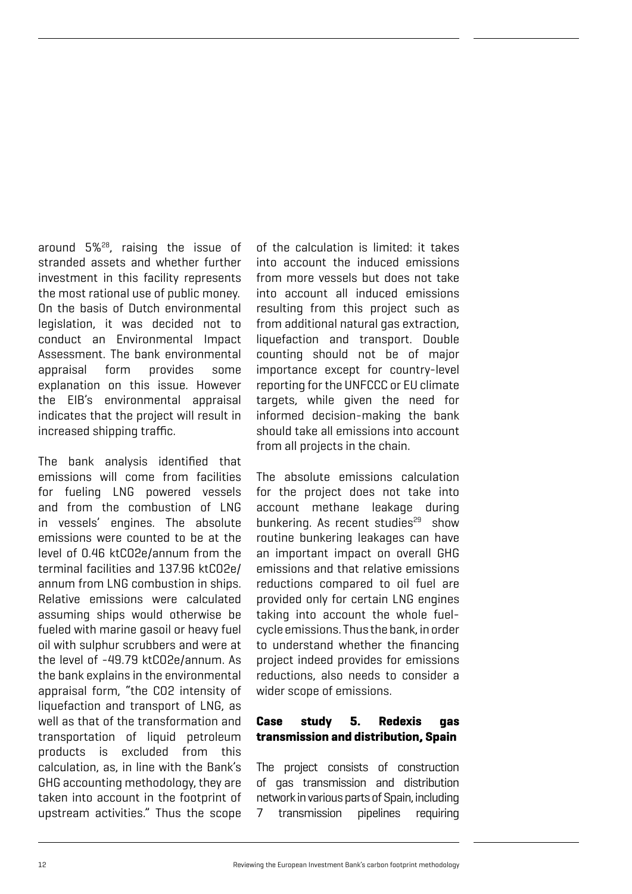around 5%[28], raising the issue of stranded assets and whether further investment in this facility represents the most rational use of public money. On the basis of Dutch environmental legislation, it was decided not to conduct an Environmental Impact Assessment. The bank environmental appraisal form provides some explanation on this issue. However the EIB's environmental appraisal indicates that the project will result in increased shipping traffic.

The bank analysis identified that emissions will come from facilities for fueling LNG powered vessels and from the combustion of LNG in vessels' engines. The absolute emissions were counted to be at the level of 0.46 ktCO2e/annum from the terminal facilities and 137.96 ktCO2e/annum from LNG combustion in ships. Relative emissions were calculated assuming ships would otherwise be fueled with marine gasoil or heavy fuel oil with sulphur scrubbers and were at the level of -49.79 ktCO2e/annum. As the bank explains in the environmental appraisal form, "the CO2 intensity of liquefaction and transport of LNG, as well as that of the transformation and transportation of liquid petroleum products is excluded from this calculation, as, in line with the Bank's GHG accounting methodology, they are taken into account in the footprint of upstream activities." Thus the scope of the calculation is limited: it takes into account the induced emissions from more vessels but does not take into account all induced emissions resulting from this project such as from additional natural gas extraction, liquefaction and transport. Double counting should not be of major importance except for country-level reporting for the UNFCCC or EU climate targets, while given the need for informed decision-making the bank should take all emissions into account from all projects in the chain.

The absolute emissions calculation for the project does not take into account methane leakage during bunkering. As recent studies[29] show routine bunkering leakages can have an important impact on overall GHG emissions and that relative emissions reductions compared to oil fuel are provided only for certain LNG engines taking into account the whole fuel-cycle emissions. Thus the bank, in order to understand whether the financing project indeed provides for emissions reductions, also needs to consider a wider scope of emissions.

### Case study 5. Redexis gas transmission and distribution, Spain

The project consists of construction of gas transmission and distribution network in various parts of Spain, including 7 transmission pipelines requiring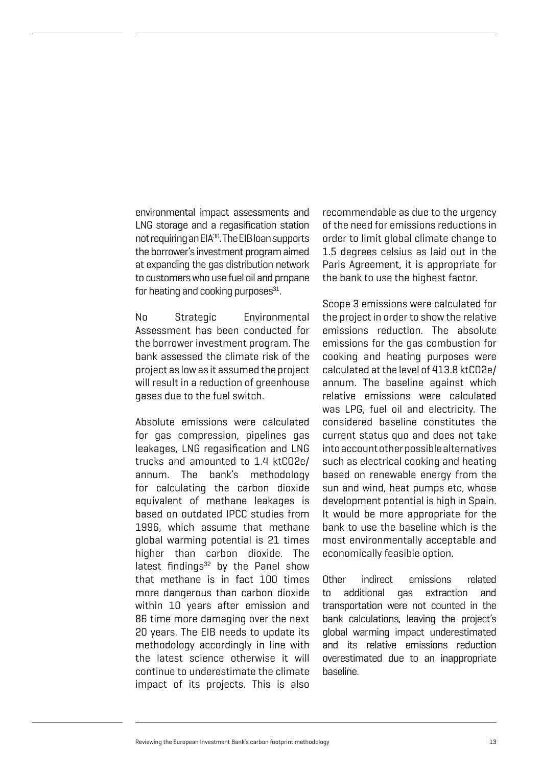environmental impact assessments and LNG storage and a regasification station not requiring an EIA[30]. The EIB loan supports the borrower's investment program aimed at expanding the gas distribution network to customers who use fuel oil and propane for heating and cooking purposes[31].

No Strategic Environmental Assessment has been conducted for the borrower investment program. The bank assessed the climate risk of the project as low as it assumed the project will result in a reduction of greenhouse gases due to the fuel switch.

Absolute emissions were calculated for gas compression, pipelines gas leakages, LNG regasification and LNG trucks and amounted to 1.4 ktCO2e/annum. The bank's methodology for calculating the carbon dioxide equivalent of methane leakages is based on outdated IPCC studies from 1996, which assume that methane global warming potential is 21 times higher than carbon dioxide. The latest findings[32] by the Panel show that methane is in fact 100 times more dangerous than carbon dioxide within 10 years after emission and 86 time more damaging over the next 20 years. The EIB needs to update its methodology accordingly in line with the latest science otherwise it will continue to underestimate the climate impact of its projects. This is also recommendable as due to the urgency of the need for emissions reductions in order to limit global climate change to 1.5 degrees celsius as laid out in the Paris Agreement, it is appropriate for the bank to use the highest factor.

Scope 3 emissions were calculated for the project in order to show the relative emissions reduction. The absolute emissions for the gas combustion for cooking and heating purposes were calculated at the level of 413.8 ktCO2e/annum. The baseline against which relative emissions were calculated was LPG, fuel oil and electricity. The considered baseline constitutes the current status quo and does not take into account other possible alternatives such as electrical cooking and heating based on renewable energy from the sun and wind, heat pumps etc, whose development potential is high in Spain. It would be more appropriate for the bank to use the baseline which is the most environmentally acceptable and economically feasible option.

Other indirect emissions related to additional gas extraction and transportation were not counted in the bank calculations, leaving the project's global warming impact underestimated and its relative emissions reduction overestimated due to an inappropriate baseline.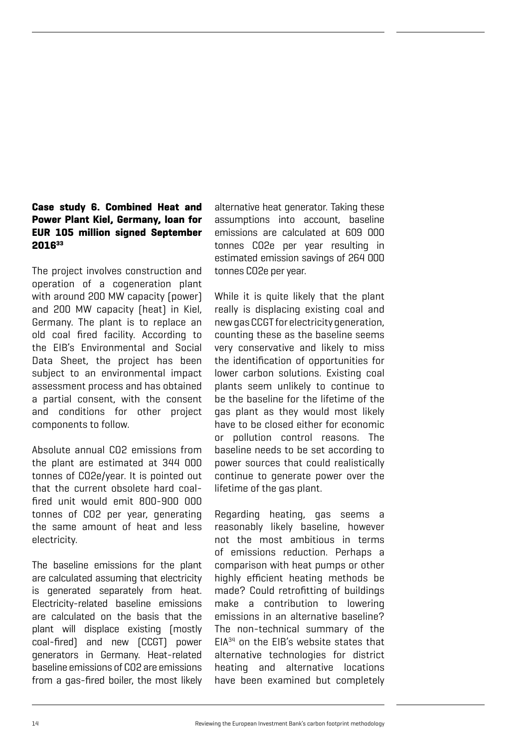**Case study 6. Combined Heat and Power Plant Kiel, Germany, loan for EUR 105 million signed September 2016[33]**

The project involves construction and operation of a cogeneration plant with around 200 MW capacity (power) and 200 MW capacity (heat) in Kiel, Germany. The plant is to replace an old coal fired facility. According to the EIB's Environmental and Social Data Sheet, the project has been subject to an environmental impact assessment process and has obtained a partial consent, with the consent and conditions for other project components to follow.

Absolute annual CO2 emissions from the plant are estimated at 344 000 tonnes of CO2e/year. It is pointed out that the current obsolete hard coal-fired unit would emit 800-900 000 tonnes of CO2 per year, generating the same amount of heat and less electricity.

The baseline emissions for the plant are calculated assuming that electricity is generated separately from heat. Electricity-related baseline emissions are calculated on the basis that the plant will displace existing (mostly coal-fired) and new (CCGT) power generators in Germany. Heat-related baseline emissions of CO2 are emissions from a gas-fired boiler, the most likely alternative heat generator. Taking these assumptions into account, baseline emissions are calculated at 609 000 tonnes CO2e per year resulting in estimated emission savings of 264 000 tonnes CO2e per year.

While it is quite likely that the plant really is displacing existing coal and new gas CCGT for electricity generation, counting these as the baseline seems very conservative and likely to miss the identification of opportunities for lower carbon solutions. Existing coal plants seem unlikely to continue to be the baseline for the lifetime of the gas plant as they would most likely have to be closed either for economic or pollution control reasons. The baseline needs to be set according to power sources that could realistically continue to generate power over the lifetime of the gas plant.

Regarding heating, gas seems a reasonably likely baseline, however not the most ambitious in terms of emissions reduction. Perhaps a comparison with heat pumps or other highly efficient heating methods be made? Could retrofitting of buildings make a contribution to lowering emissions in an alternative baseline? The non-technical summary of the EIA[34] on the EIB's website states that alternative technologies for district heating and alternative locations have been examined but completely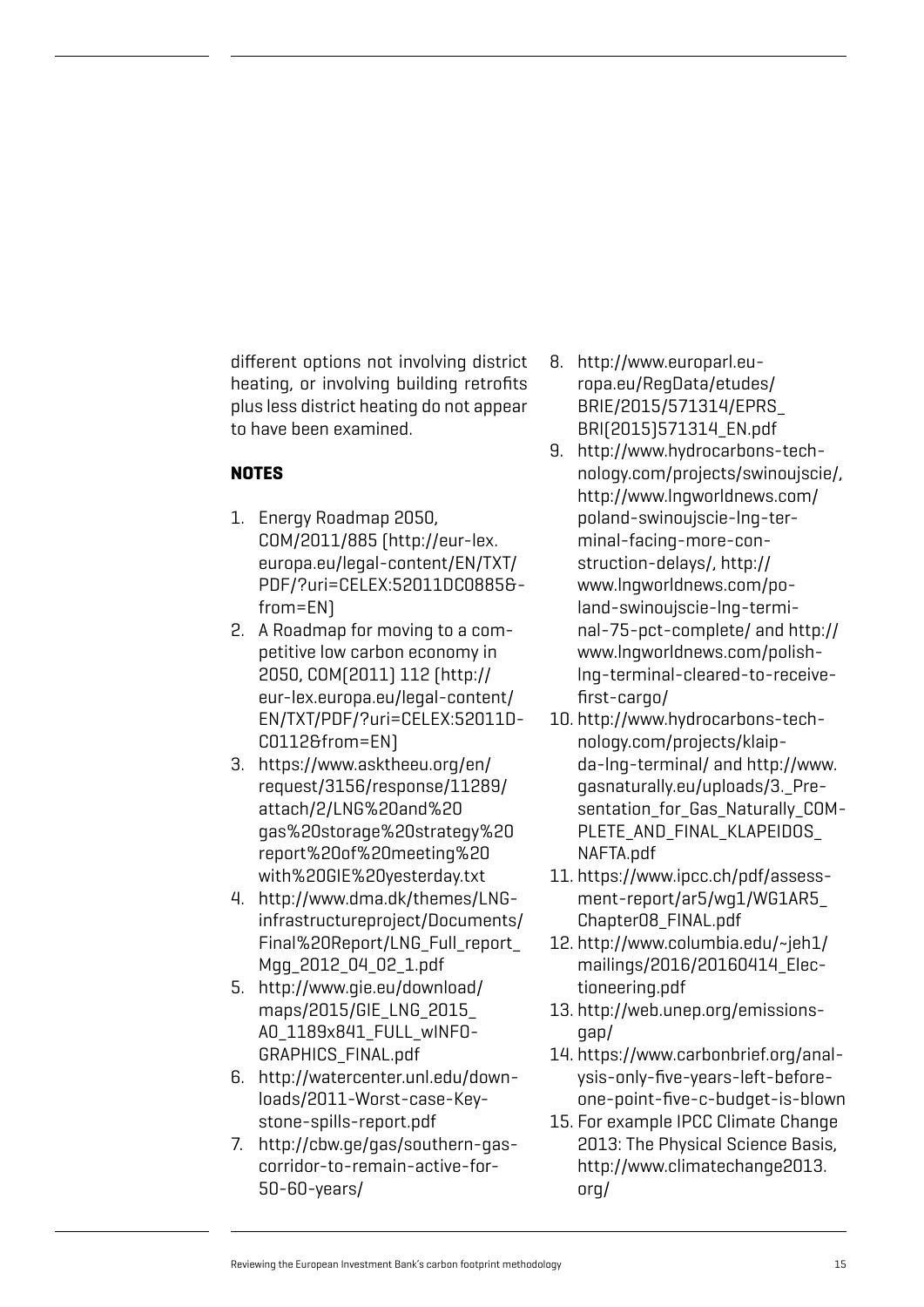different options not involving district heating, or involving building retrofits plus less district heating do not appear to have been examined.

## NOTES

1. Energy Roadmap 2050, COM/2011/885 (http://eur-lex.europa.eu/legal-content/EN/TXT/PDF/?uri=CELEX:52011DC0885&from=EN)
2. A Roadmap for moving to a competitive low carbon economy in 2050, COM(2011) 112 (http://eur-lex.europa.eu/legal-content/EN/TXT/PDF/?uri=CELEX:52011DC0112&from=EN)
3. https://www.asktheeu.org/en/request/3156/response/11289/attach/2/LNG%20and%20gas%20storage%20strategy%20report%20of%20meeting%20with%20GIE%20yesterday.txt
4. http://www.dma.dk/themes/LNG-infrastructureproject/Documents/Final%20Report/LNG_Full_report_Mgg_2012_04_02_1.pdf
5. http://www.gie.eu/download/maps/2015/GIE_LNG_2015_A0_1189x841_FULL_wINFOGRAPHICS_FINAL.pdf
6. http://watercenter.unl.edu/downloads/2011-Worst-case-Keystone-spills-report.pdf
7. http://cbw.ge/gas/southern-gas-corridor-to-remain-active-for-50-60-years/
8. http://www.europarl.europa.eu/RegData/etudes/BRIE/2015/571314/EPRS_BRI(2015)571314_EN.pdf
9. http://www.hydrocarbons-technology.com/projects/swinoujscie/, http://www.lngworldnews.com/poland-swinoujscie-lng-terminal-facing-more-construction-delays/, http://www.lngworldnews.com/poland-swinoujscie-lng-terminal-75-pct-complete/ and http://www.lngworldnews.com/polish-lng-terminal-cleared-to-receive-first-cargo/
10. http://www.hydrocarbons-technology.com/projects/klaipda-lng-terminal/ and http://www.gasnaturally.eu/uploads/3._Presentation_for_Gas_Naturally_COMPLETE_AND_FINAL_KLAPEIDOS_NAFTA.pdf
11. https://www.ipcc.ch/pdf/assessment-report/ar5/wg1/WG1AR5_Chapter08_FINAL.pdf
12. http://www.columbia.edu/~jeh1/mailings/2016/20160414_Electioneering.pdf
13. http://web.unep.org/emissionsgap/
14. https://www.carbonbrief.org/analysis-only-five-years-left-before-one-point-five-c-budget-is-blown
15. For example IPCC Climate Change 2013: The Physical Science Basis, http://www.climatechange2013.org/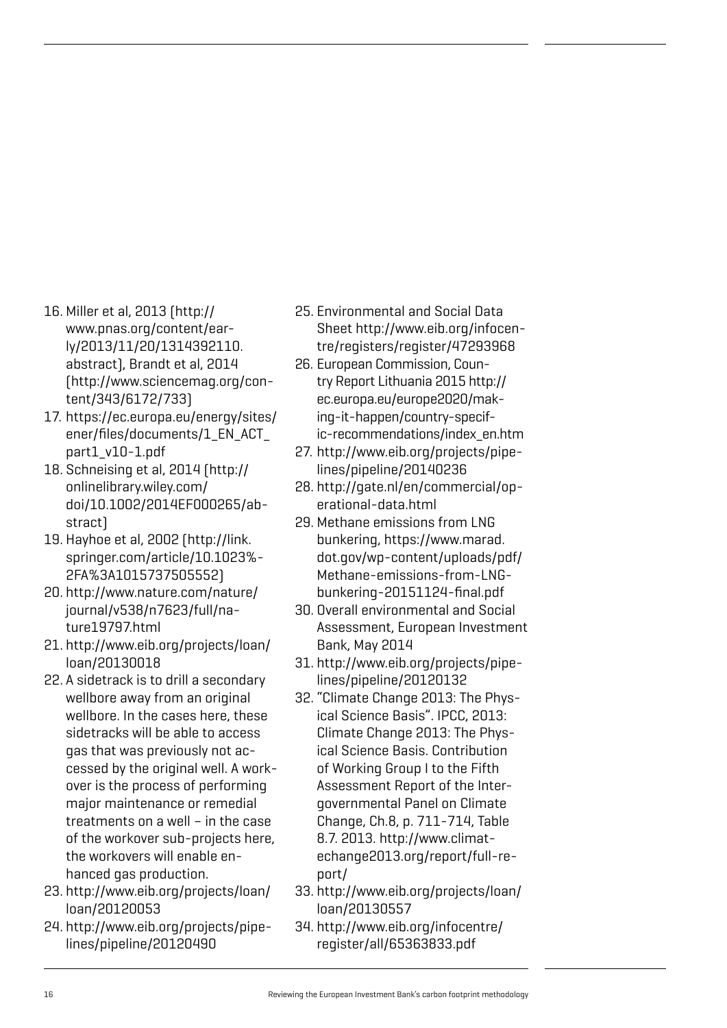16. Miller et al, 2013 (http://www.pnas.org/content/early/2013/11/20/1314392110.abstract), Brandt et al, 2014 (http://www.sciencemag.org/content/343/6172/733)
17. https://ec.europa.eu/energy/sites/ener/files/documents/1_EN_ACT_part1_v10-1.pdf
18. Schneising et al, 2014 (http://onlinelibrary.wiley.com/doi/10.1002/2014EF000265/abstract)
19. Hayhoe et al, 2002 (http://link.springer.com/article/10.1023%2FA%3A1015737505552)
20. http://www.nature.com/nature/journal/v538/n7623/full/nature19797.html
21. http://www.eib.org/projects/loan/loan/20130018
22. A sidetrack is to drill a secondary wellbore away from an original wellbore. In the cases here, these sidetracks will be able to access gas that was previously not accessed by the original well. A workover is the process of performing major maintenance or remedial treatments on a well – in the case of the workover sub-projects here, the workovers will enable enhanced gas production.
23. http://www.eib.org/projects/loan/loan/20120053
24. http://www.eib.org/projects/pipelines/pipeline/20120490
25. Environmental and Social Data Sheet http://www.eib.org/infocentre/registers/register/47293968
26. European Commission, Country Report Lithuania 2015 http://ec.europa.eu/europe2020/making-it-happen/country-specific-recommendations/index_en.htm
27. http://www.eib.org/projects/pipelines/pipeline/20140236
28. http://gate.nl/en/commercial/operational-data.html
29. Methane emissions from LNG bunkering, https://www.marad.dot.gov/wp-content/uploads/pdf/Methane-emissions-from-LNG-bunkering-20151124-final.pdf
30. Overall environmental and Social Assessment, European Investment Bank, May 2014
31. http://www.eib.org/projects/pipelines/pipeline/20120132
32. "Climate Change 2013: The Physical Science Basis". IPCC, 2013: Climate Change 2013: The Physical Science Basis. Contribution of Working Group I to the Fifth Assessment Report of the Intergovernmental Panel on Climate Change, Ch.8, p. 711-714, Table 8.7. 2013. http://www.climatechange2013.org/report/full-report/
33. http://www.eib.org/projects/loan/loan/20130557
34. http://www.eib.org/infocentre/register/all/65363833.pdf